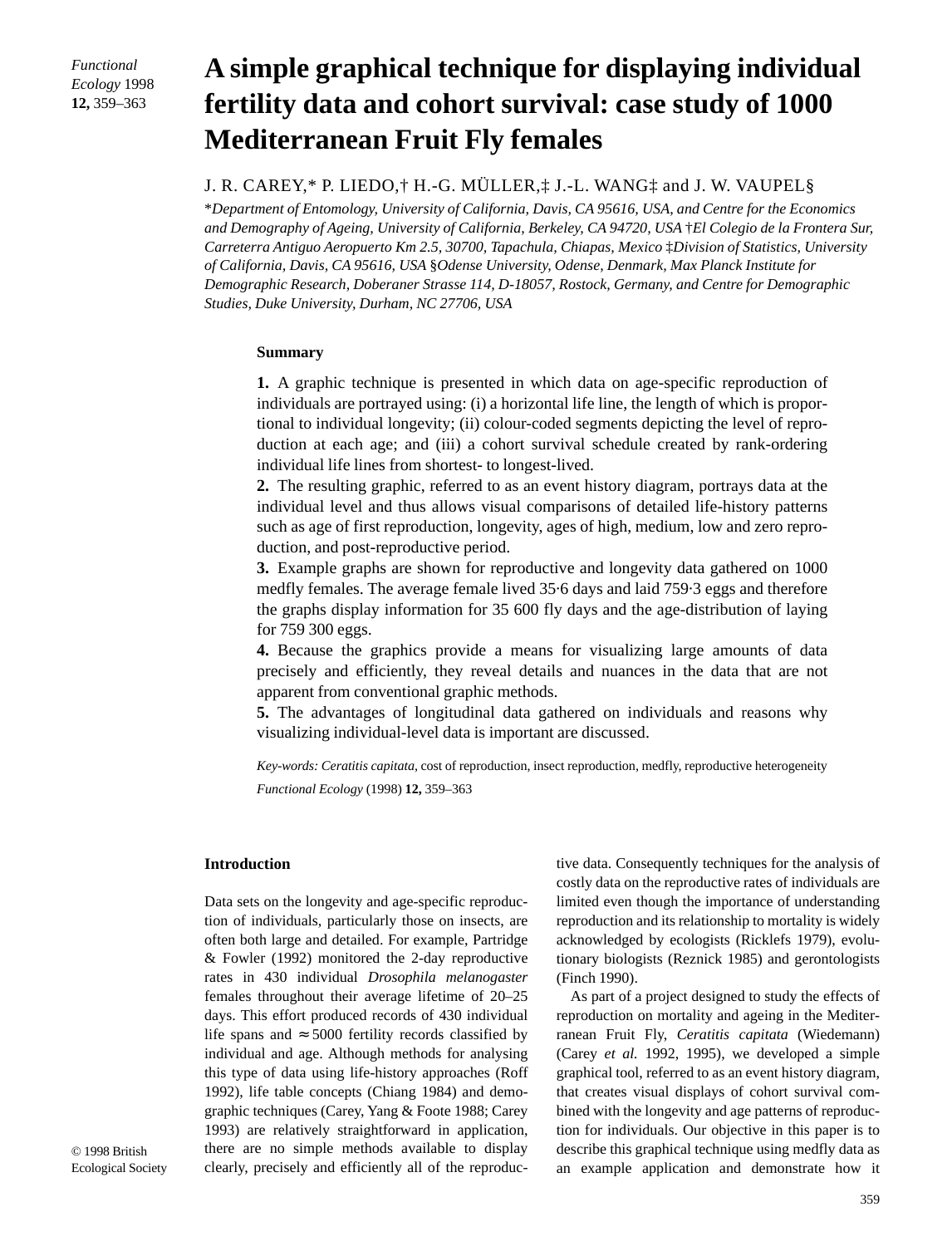# A simple graphical technique for displaying individual fertility data and cohort survival: case study of 1000 Mediterranean Fruit Fly females

J. R. CAREY,* P. LIEDO,† H.-G. MÜLLER,‡ J.-L. WANG‡ and J. W. VAUPEL§

*Department of Entomology, University of California, Davis, CA 95616, USA, and Centre for the Economics and Demography of Ageing, University of California, Berkeley, CA 94720, USA †El Colegio de la Frontera Sur, Carreterra Antiguo Aeropuerto Km 2.5, 30700, Tapachula, Chiapas, Mexico ‡Division of Statistics, University of California, Davis, CA 95616, USA §Odense University, Odense, Denmark, Max Planck Institute for Demographic Research, Doberaner Strasse 114, D-18057, Rostock, Germany, and Centre for Demographic Studies, Duke University, Durham, NC 27706, USA

## Summary

**1.** A graphic technique is presented in which data on age-specific reproduction of individuals are portrayed using: (i) a horizontal life line, the length of which is proportional to individual longevity; (ii) colour-coded segments depicting the level of reproduction at each age; and (iii) a cohort survival schedule created by rank-ordering individual life lines from shortest- to longest-lived.

**2.** The resulting graphic, referred to as an event history diagram, portrays data at the individual level and thus allows visual comparisons of detailed life-history patterns such as age of first reproduction, longevity, ages of high, medium, low and zero reproduction, and post-reproductive period.

**3.** Example graphs are shown for reproductive and longevity data gathered on 1000 medfly females. The average female lived 35·6 days and laid 759·3 eggs and therefore the graphs display information for 35 600 fly days and the age-distribution of laying for 759 300 eggs.

**4.** Because the graphics provide a means for visualizing large amounts of data precisely and efficiently, they reveal details and nuances in the data that are not apparent from conventional graphic methods.

**5.** The advantages of longitudinal data gathered on individuals and reasons why visualizing individual-level data is important are discussed.

*Key-words: Ceratitis capitata*, cost of reproduction, insect reproduction, medfly, reproductive heterogeneity

*Functional Ecology* (1998) **12,** 359–363

## Introduction

Data sets on the longevity and age-specific reproduction of individuals, particularly those on insects, are often both large and detailed. For example, Partridge & Fowler (1992) monitored the 2-day reproductive rates in 430 individual *Drosophila melanogaster* females throughout their average lifetime of 20–25 days. This effort produced records of 430 individual life spans and ≈ 5000 fertility records classified by individual and age. Although methods for analysing this type of data using life-history approaches (Roff 1992), life table concepts (Chiang 1984) and demographic techniques (Carey, Yang & Foote 1988; Carey 1993) are relatively straightforward in application, there are no simple methods available to display clearly, precisely and efficiently all of the reproductive data. Consequently techniques for the analysis of costly data on the reproductive rates of individuals are limited even though the importance of understanding reproduction and its relationship to mortality is widely acknowledged by ecologists (Ricklefs 1979), evolutionary biologists (Reznick 1985) and gerontologists (Finch 1990).

As part of a project designed to study the effects of reproduction on mortality and ageing in the Mediterranean Fruit Fly, *Ceratitis capitata* (Wiedemann) (Carey *et al.* 1992, 1995), we developed a simple graphical tool, referred to as an event history diagram, that creates visual displays of cohort survival combined with the longevity and age patterns of reproduction for individuals. Our objective in this paper is to describe this graphical technique using medfly data as an example application and demonstrate how it

© 1998 British Ecological Society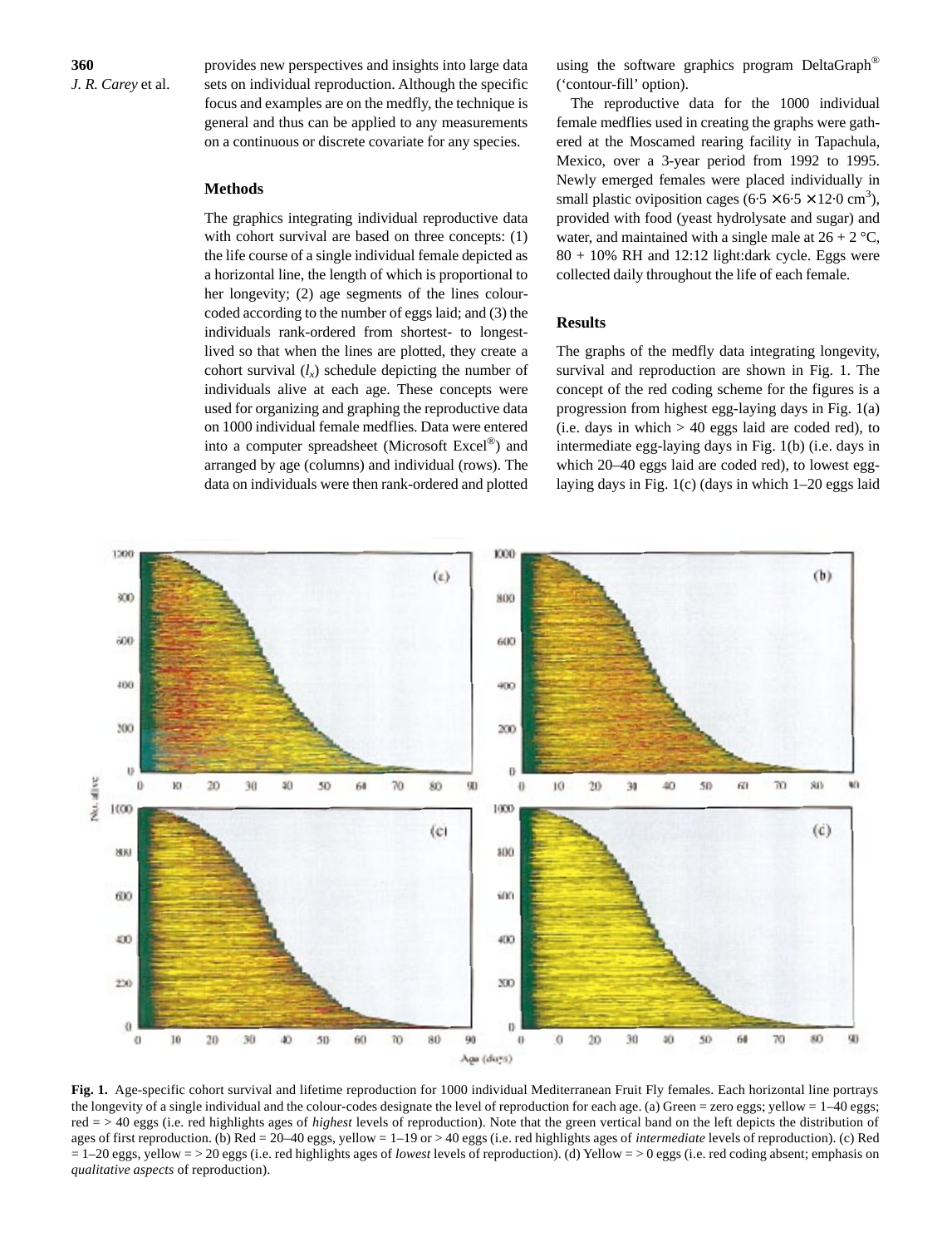provides new perspectives and insights into large data sets on individual reproduction. Although the specific focus and examples are on the medfly, the technique is general and thus can be applied to any measurements on a continuous or discrete covariate for any species.

## Methods

The graphics integrating individual reproductive data with cohort survival are based on three concepts: (1) the life course of a single individual female depicted as a horizontal line, the length of which is proportional to her longevity; (2) age segments of the lines colour-coded according to the number of eggs laid; and (3) the individuals rank-ordered from shortest- to longest-lived so that when the lines are plotted, they create a cohort survival ($l_x$) schedule depicting the number of individuals alive at each age. These concepts were used for organizing and graphing the reproductive data on 1000 individual female medflies. Data were entered into a computer spreadsheet (Microsoft Excel®) and arranged by age (columns) and individual (rows). The data on individuals were then rank-ordered and plotted using the software graphics program DeltaGraph® ('contour-fill' option).

The reproductive data for the 1000 individual female medflies used in creating the graphs were gathered at the Moscamed rearing facility in Tapachula, Mexico, over a 3-year period from 1992 to 1995. Newly emerged females were placed individually in small plastic oviposition cages ($6{\cdot}5 \times 6{\cdot}5 \times 12{\cdot}0$ cm$^3$), provided with food (yeast hydrolysate and sugar) and water, and maintained with a single male at 26 + 2 °C, 80 + 10% RH and 12:12 light:dark cycle. Eggs were collected daily throughout the life of each female.

## Results

The graphs of the medfly data integrating longevity, survival and reproduction are shown in Fig. 1. The concept of the red coding scheme for the figures is a progression from highest egg-laying days in Fig. 1(a) (i.e. days in which > 40 eggs laid are coded red), to intermediate egg-laying days in Fig. 1(b) (i.e. days in which 20–40 eggs laid are coded red), to lowest egg-laying days in Fig. 1(c) (days in which 1–20 eggs laid

**Fig. 1.** Age-specific cohort survival and lifetime reproduction for 1000 individual Mediterranean Fruit Fly females. Each horizontal line portrays the longevity of a single individual and the colour-codes designate the level of reproduction for each age. (a) Green = zero eggs; yellow = 1–40 eggs; red = > 40 eggs (i.e. red highlights ages of *highest* levels of reproduction). Note that the green vertical band on the left depicts the distribution of ages of first reproduction. (b) Red = 20–40 eggs, yellow = 1–19 or > 40 eggs (i.e. red highlights ages of *intermediate* levels of reproduction). (c) Red = 1–20 eggs, yellow = > 20 eggs (i.e. red highlights ages of *lowest* levels of reproduction). (d) Yellow = > 0 eggs (i.e. red coding absent; emphasis on *qualitative aspects* of reproduction).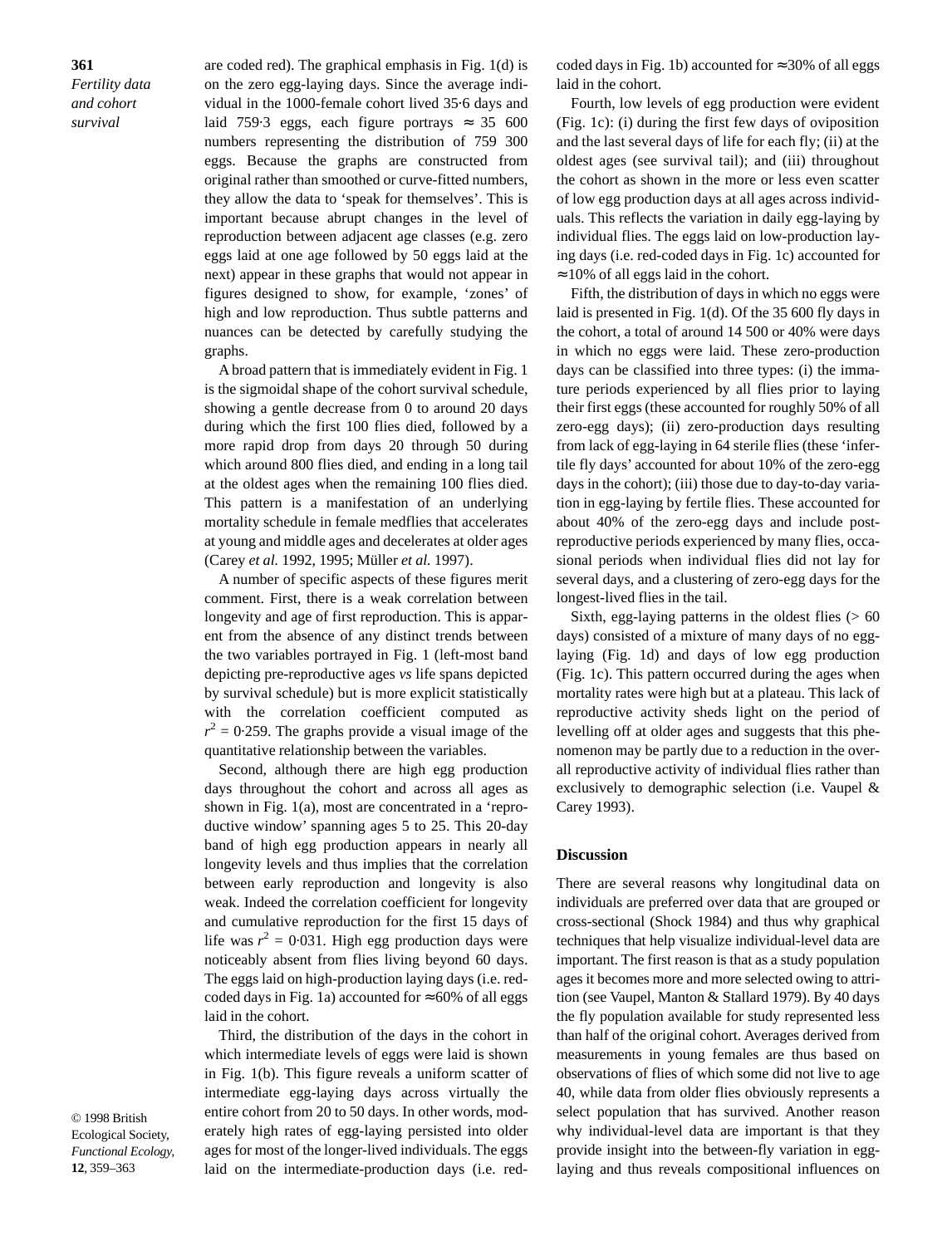are coded red). The graphical emphasis in Fig. 1(d) is on the zero egg-laying days. Since the average individual in the 1000-female cohort lived 35·6 days and laid 759·3 eggs, each figure portrays ≈ 35 600 numbers representing the distribution of 759 300 eggs. Because the graphs are constructed from original rather than smoothed or curve-fitted numbers, they allow the data to 'speak for themselves'. This is important because abrupt changes in the level of reproduction between adjacent age classes (e.g. zero eggs laid at one age followed by 50 eggs laid at the next) appear in these graphs that would not appear in figures designed to show, for example, 'zones' of high and low reproduction. Thus subtle patterns and nuances can be detected by carefully studying the graphs.

A broad pattern that is immediately evident in Fig. 1 is the sigmoidal shape of the cohort survival schedule, showing a gentle decrease from 0 to around 20 days during which the first 100 flies died, followed by a more rapid drop from days 20 through 50 during which around 800 flies died, and ending in a long tail at the oldest ages when the remaining 100 flies died. This pattern is a manifestation of an underlying mortality schedule in female medflies that accelerates at young and middle ages and decelerates at older ages (Carey *et al.* 1992, 1995; Müller *et al.* 1997).

A number of specific aspects of these figures merit comment. First, there is a weak correlation between longevity and age of first reproduction. This is apparent from the absence of any distinct trends between the two variables portrayed in Fig. 1 (left-most band depicting pre-reproductive ages *vs* life spans depicted by survival schedule) but is more explicit statistically with the correlation coefficient computed as $r^2 = 0{\cdot}259$. The graphs provide a visual image of the quantitative relationship between the variables.

Second, although there are high egg production days throughout the cohort and across all ages as shown in Fig. 1(a), most are concentrated in a 'reproductive window' spanning ages 5 to 25. This 20-day band of high egg production appears in nearly all longevity levels and thus implies that the correlation between early reproduction and longevity is also weak. Indeed the correlation coefficient for longevity and cumulative reproduction for the first 15 days of life was $r^2 = 0{\cdot}031$. High egg production days were noticeably absent from flies living beyond 60 days. The eggs laid on high-production laying days (i.e. red-coded days in Fig. 1a) accounted for ≈60% of all eggs laid in the cohort.

Third, the distribution of the days in the cohort in which intermediate levels of eggs were laid is shown in Fig. 1(b). This figure reveals a uniform scatter of intermediate egg-laying days across virtually the entire cohort from 20 to 50 days. In other words, moderately high rates of egg-laying persisted into older ages for most of the longer-lived individuals. The eggs laid on the intermediate-production days (i.e. red-coded days in Fig. 1b) accounted for ≈30% of all eggs laid in the cohort.

Fourth, low levels of egg production were evident (Fig. 1c): (i) during the first few days of oviposition and the last several days of life for each fly; (ii) at the oldest ages (see survival tail); and (iii) throughout the cohort as shown in the more or less even scatter of low egg production days at all ages across individuals. This reflects the variation in daily egg-laying by individual flies. The eggs laid on low-production laying days (i.e. red-coded days in Fig. 1c) accounted for ≈10% of all eggs laid in the cohort.

Fifth, the distribution of days in which no eggs were laid is presented in Fig. 1(d). Of the 35 600 fly days in the cohort, a total of around 14 500 or 40% were days in which no eggs were laid. These zero-production days can be classified into three types: (i) the immature periods experienced by all flies prior to laying their first eggs (these accounted for roughly 50% of all zero-egg days); (ii) zero-production days resulting from lack of egg-laying in 64 sterile flies (these 'infertile fly days' accounted for about 10% of the zero-egg days in the cohort); (iii) those due to day-to-day variation in egg-laying by fertile flies. These accounted for about 40% of the zero-egg days and include post-reproductive periods experienced by many flies, occasional periods when individual flies did not lay for several days, and a clustering of zero-egg days for the longest-lived flies in the tail.

Sixth, egg-laying patterns in the oldest flies (> 60 days) consisted of a mixture of many days of no egg-laying (Fig. 1d) and days of low egg production (Fig. 1c). This pattern occurred during the ages when mortality rates were high but at a plateau. This lack of reproductive activity sheds light on the period of levelling off at older ages and suggests that this phenomenon may be partly due to a reduction in the overall reproductive activity of individual flies rather than exclusively to demographic selection (i.e. Vaupel & Carey 1993).

## Discussion

There are several reasons why longitudinal data on individuals are preferred over data that are grouped or cross-sectional (Shock 1984) and thus why graphical techniques that help visualize individual-level data are important. The first reason is that as a study population ages it becomes more and more selected owing to attrition (see Vaupel, Manton & Stallard 1979). By 40 days the fly population available for study represented less than half of the original cohort. Averages derived from measurements in young females are thus based on observations of flies of which some did not live to age 40, while data from older flies obviously represents a select population that has survived. Another reason why individual-level data are important is that they provide insight into the between-fly variation in egg-laying and thus reveals compositional influences on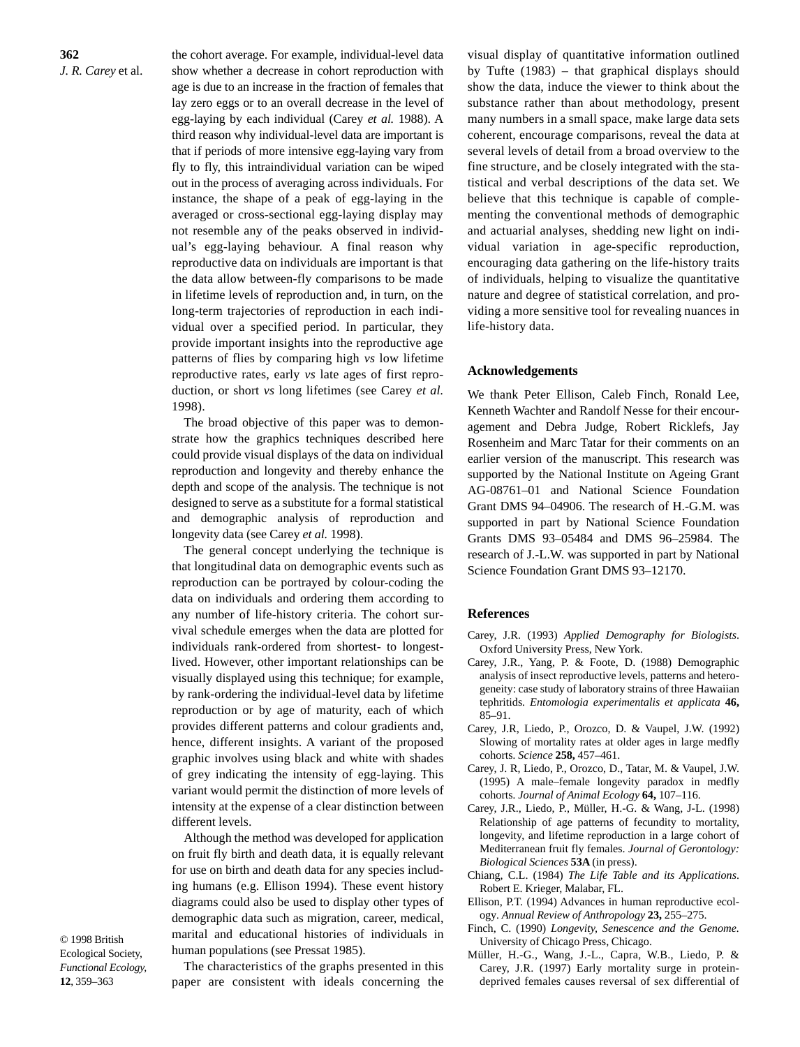the cohort average. For example, individual-level data show whether a decrease in cohort reproduction with age is due to an increase in the fraction of females that lay zero eggs or to an overall decrease in the level of egg-laying by each individual (Carey *et al.* 1988). A third reason why individual-level data are important is that if periods of more intensive egg-laying vary from fly to fly, this intraindividual variation can be wiped out in the process of averaging across individuals. For instance, the shape of a peak of egg-laying in the averaged or cross-sectional egg-laying display may not resemble any of the peaks observed in individual's egg-laying behaviour. A final reason why reproductive data on individuals are important is that the data allow between-fly comparisons to be made in lifetime levels of reproduction and, in turn, on the long-term trajectories of reproduction in each individual over a specified period. In particular, they provide important insights into the reproductive age patterns of flies by comparing high *vs* low lifetime reproductive rates, early *vs* late ages of first reproduction, or short *vs* long lifetimes (see Carey *et al.* 1998).

The broad objective of this paper was to demonstrate how the graphics techniques described here could provide visual displays of the data on individual reproduction and longevity and thereby enhance the depth and scope of the analysis. The technique is not designed to serve as a substitute for a formal statistical and demographic analysis of reproduction and longevity data (see Carey *et al.* 1998).

The general concept underlying the technique is that longitudinal data on demographic events such as reproduction can be portrayed by colour-coding the data on individuals and ordering them according to any number of life-history criteria. The cohort survival schedule emerges when the data are plotted for individuals rank-ordered from shortest- to longest-lived. However, other important relationships can be visually displayed using this technique; for example, by rank-ordering the individual-level data by lifetime reproduction or by age of maturity, each of which provides different patterns and colour gradients and, hence, different insights. A variant of the proposed graphic involves using black and white with shades of grey indicating the intensity of egg-laying. This variant would permit the distinction of more levels of intensity at the expense of a clear distinction between different levels.

Although the method was developed for application on fruit fly birth and death data, it is equally relevant for use on birth and death data for any species including humans (e.g. Ellison 1994). These event history diagrams could also be used to display other types of demographic data such as migration, career, medical, marital and educational histories of individuals in human populations (see Pressat 1985).

The characteristics of the graphs presented in this paper are consistent with ideals concerning the visual display of quantitative information outlined by Tufte (1983) – that graphical displays should show the data, induce the viewer to think about the substance rather than about methodology, present many numbers in a small space, make large data sets coherent, encourage comparisons, reveal the data at several levels of detail from a broad overview to the fine structure, and be closely integrated with the statistical and verbal descriptions of the data set. We believe that this technique is capable of complementing the conventional methods of demographic and actuarial analyses, shedding new light on individual variation in age-specific reproduction, encouraging data gathering on the life-history traits of individuals, helping to visualize the quantitative nature and degree of statistical correlation, and providing a more sensitive tool for revealing nuances in life-history data.

## Acknowledgements

We thank Peter Ellison, Caleb Finch, Ronald Lee, Kenneth Wachter and Randolf Nesse for their encouragement and Debra Judge, Robert Ricklefs, Jay Rosenheim and Marc Tatar for their comments on an earlier version of the manuscript. This research was supported by the National Institute on Ageing Grant AG-08761–01 and National Science Foundation Grant DMS 94–04906. The research of H.-G.M. was supported in part by National Science Foundation Grants DMS 93–05484 and DMS 96–25984. The research of J.-L.W. was supported in part by National Science Foundation Grant DMS 93–12170.

## References

Carey, J.R. (1993) *Applied Demography for Biologists*. Oxford University Press, New York.

Carey, J.R., Yang, P. & Foote, D. (1988) Demographic analysis of insect reproductive levels, patterns and heterogeneity: case study of laboratory strains of three Hawaiian tephritids. *Entomologia experimentalis et applicata* **46,** 85–91.

Carey, J.R, Liedo, P., Orozco, D. & Vaupel, J.W. (1992) Slowing of mortality rates at older ages in large medfly cohorts. *Science* **258,** 457–461.

Carey, J. R, Liedo, P., Orozco, D., Tatar, M. & Vaupel, J.W. (1995) A male–female longevity paradox in medfly cohorts. *Journal of Animal Ecology* **64,** 107–116.

Carey, J.R., Liedo, P., Müller, H.-G. & Wang, J-L. (1998) Relationship of age patterns of fecundity to mortality, longevity, and lifetime reproduction in a large cohort of Mediterranean fruit fly females. *Journal of Gerontology: Biological Sciences* **53A** (in press).

Chiang, C.L. (1984) *The Life Table and its Applications*. Robert E. Krieger, Malabar, FL.

Ellison, P.T. (1994) Advances in human reproductive ecology. *Annual Review of Anthropology* **23,** 255–275.

Finch, C. (1990) *Longevity, Senescence and the Genome.* University of Chicago Press, Chicago.

Müller, H.-G., Wang, J.-L., Capra, W.B., Liedo, P. & Carey, J.R. (1997) Early mortality surge in protein-deprived females causes reversal of sex differential of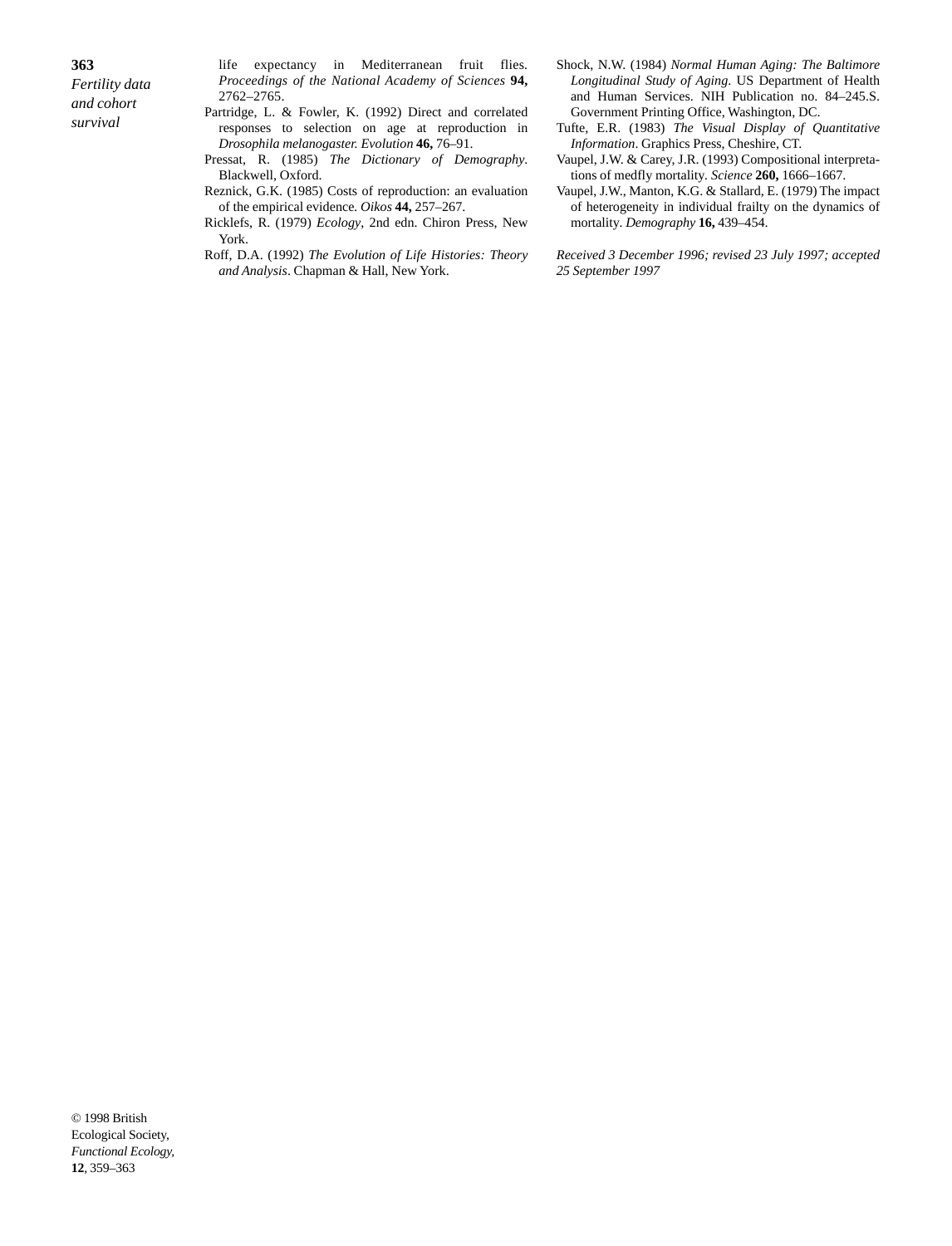life expectancy in Mediterranean fruit flies. *Proceedings of the National Academy of Sciences* **94,** 2762–2765.

Partridge, L. & Fowler, K. (1992) Direct and correlated responses to selection on age at reproduction in *Drosophila melanogaster. Evolution* **46,** 76–91.

Pressat, R. (1985) *The Dictionary of Demography*. Blackwell, Oxford.

Reznick, G.K. (1985) Costs of reproduction: an evaluation of the empirical evidence. *Oikos* **44,** 257–267.

Ricklefs, R. (1979) *Ecology*, 2nd edn. Chiron Press, New York.

Roff, D.A. (1992) *The Evolution of Life Histories: Theory and Analysis*. Chapman & Hall, New York.

Shock, N.W. (1984) *Normal Human Aging: The Baltimore Longitudinal Study of Aging*. US Department of Health and Human Services. NIH Publication no. 84–245.S. Government Printing Office, Washington, DC.

Tufte, E.R. (1983) *The Visual Display of Quantitative Information*. Graphics Press, Cheshire, CT.

Vaupel, J.W. & Carey, J.R. (1993) Compositional interpretations of medfly mortality. *Science* **260,** 1666–1667.

Vaupel, J.W., Manton, K.G. & Stallard, E. (1979) The impact of heterogeneity in individual frailty on the dynamics of mortality. *Demography* **16,** 439–454.

*Received 3 December 1996; revised 23 July 1997; accepted 25 September 1997*